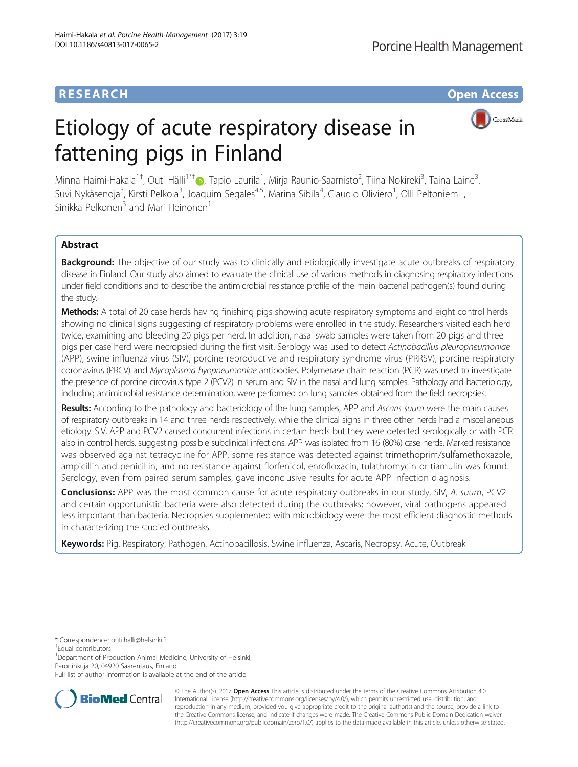RESEARCH **Open Access**

# Etiology of acute respiratory disease in fattening pigs in Finland

Minna Haimi-Hakala[1†], Outi Hälli[1*†], Tapio Laurila[1], Mirja Raunio-Saarnisto[2], Tiina Nokireki[3], Taina Laine[3], Suvi Nykäsenoja[3], Kirsti Pelkola[3], Joaquim Segales[4,5], Marina Sibila[4], Claudio Oliviero[1], Olli Peltoniemi[1], Sinikka Pelkonen[3] and Mari Heinonen[1]

## Abstract

**Background:** The objective of our study was to clinically and etiologically investigate acute outbreaks of respiratory disease in Finland. Our study also aimed to evaluate the clinical use of various methods in diagnosing respiratory infections under field conditions and to describe the antimicrobial resistance profile of the main bacterial pathogen(s) found during the study.

**Methods:** A total of 20 case herds having finishing pigs showing acute respiratory symptoms and eight control herds showing no clinical signs suggesting of respiratory problems were enrolled in the study. Researchers visited each herd twice, examining and bleeding 20 pigs per herd. In addition, nasal swab samples were taken from 20 pigs and three pigs per case herd were necropsied during the first visit. Serology was used to detect *Actinobacillus pleuropneumoniae* (APP), swine influenza virus (SIV), porcine reproductive and respiratory syndrome virus (PRRSV), porcine respiratory coronavirus (PRCV) and *Mycoplasma hyopneumoniae* antibodies. Polymerase chain reaction (PCR) was used to investigate the presence of porcine circovirus type 2 (PCV2) in serum and SIV in the nasal and lung samples. Pathology and bacteriology, including antimicrobial resistance determination, were performed on lung samples obtained from the field necropsies.

**Results:** According to the pathology and bacteriology of the lung samples, APP and *Ascaris suum* were the main causes of respiratory outbreaks in 14 and three herds respectively, while the clinical signs in three other herds had a miscellaneous etiology. SIV, APP and PCV2 caused concurrent infections in certain herds but they were detected serologically or with PCR also in control herds, suggesting possible subclinical infections. APP was isolated from 16 (80%) case herds. Marked resistance was observed against tetracycline for APP, some resistance was detected against trimethoprim/sulfamethoxazole, ampicillin and penicillin, and no resistance against florfenicol, enrofloxacin, tulathromycin or tiamulin was found. Serology, even from paired serum samples, gave inconclusive results for acute APP infection diagnosis.

**Conclusions:** APP was the most common cause for acute respiratory outbreaks in our study. SIV, *A. suum*, PCV2 and certain opportunistic bacteria were also detected during the outbreaks; however, viral pathogens appeared less important than bacteria. Necropsies supplemented with microbiology were the most efficient diagnostic methods in characterizing the studied outbreaks.

**Keywords:** Pig, Respiratory, Pathogen, Actinobacillosis, Swine influenza, Ascaris, Necropsy, Acute, Outbreak

\* Correspondence: outi.halli@helsinki.fi

†Equal contributors

[1]Department of Production Animal Medicine, University of Helsinki, Paroninkuja 20, 04920 Saarentaus, Finland

Full list of author information is available at the end of the article

© The Author(s). 2017 **Open Access** This article is distributed under the terms of the Creative Commons Attribution 4.0 International License (http://creativecommons.org/licenses/by/4.0/), which permits unrestricted use, distribution, and reproduction in any medium, provided you give appropriate credit to the original author(s) and the source, provide a link to the Creative Commons license, and indicate if changes were made. The Creative Commons Public Domain Dedication waiver (http://creativecommons.org/publicdomain/zero/1.0/) applies to the data made available in this article, unless otherwise stated.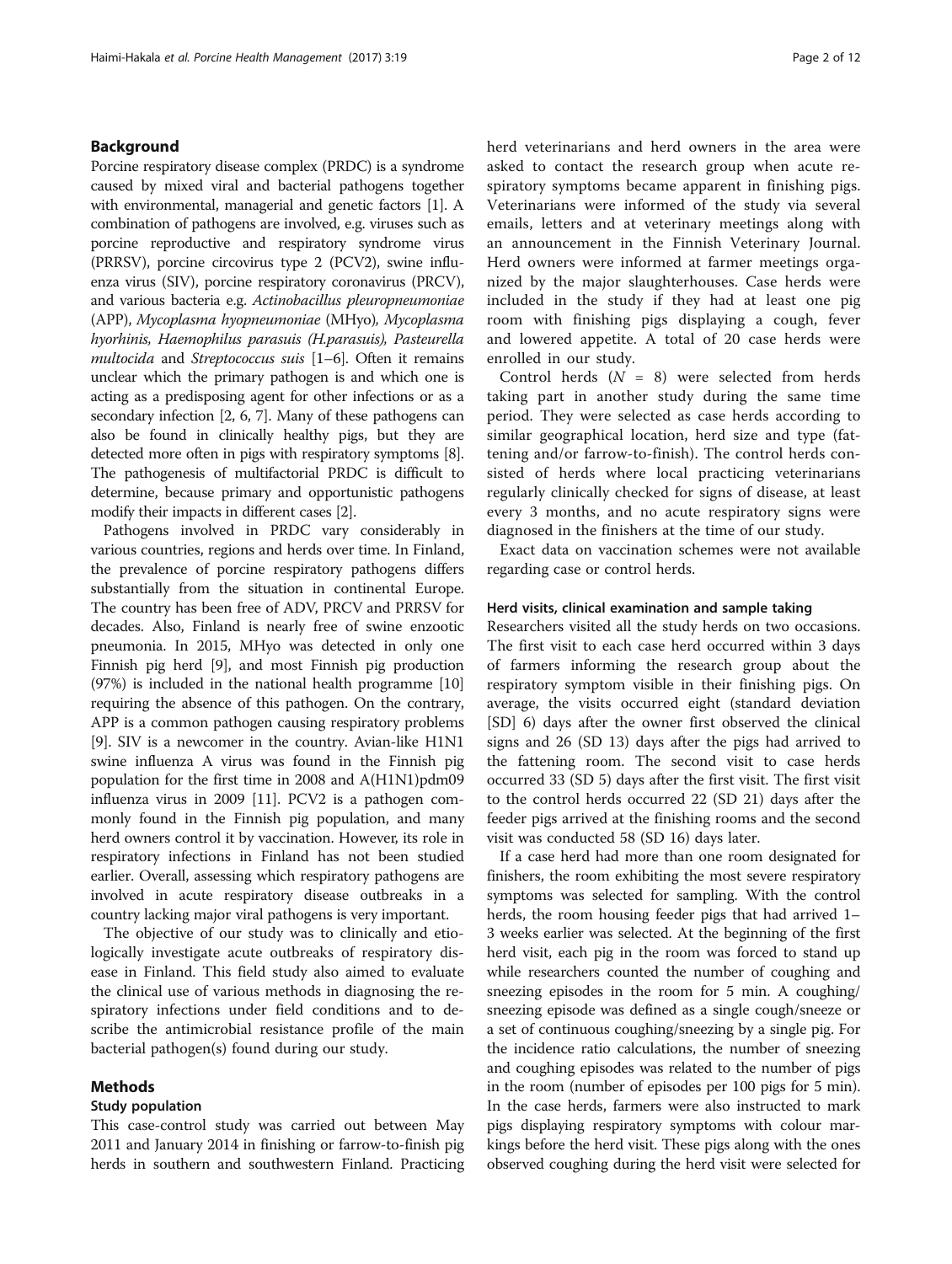## Background

Porcine respiratory disease complex (PRDC) is a syndrome caused by mixed viral and bacterial pathogens together with environmental, managerial and genetic factors [1]. A combination of pathogens are involved, e.g. viruses such as porcine reproductive and respiratory syndrome virus (PRRSV), porcine circovirus type 2 (PCV2), swine influenza virus (SIV), porcine respiratory coronavirus (PRCV), and various bacteria e.g. *Actinobacillus pleuropneumoniae* (APP), *Mycoplasma hyopneumoniae* (MHyo), *Mycoplasma hyorhinis, Haemophilus parasuis (H.parasuis), Pasteurella multocida* and *Streptococcus suis* [1–6]. Often it remains unclear which the primary pathogen is and which one is acting as a predisposing agent for other infections or as a secondary infection [2, 6, 7]. Many of these pathogens can also be found in clinically healthy pigs, but they are detected more often in pigs with respiratory symptoms [8]. The pathogenesis of multifactorial PRDC is difficult to determine, because primary and opportunistic pathogens modify their impacts in different cases [2].

Pathogens involved in PRDC vary considerably in various countries, regions and herds over time. In Finland, the prevalence of porcine respiratory pathogens differs substantially from the situation in continental Europe. The country has been free of ADV, PRCV and PRRSV for decades. Also, Finland is nearly free of swine enzootic pneumonia. In 2015, MHyo was detected in only one Finnish pig herd [9], and most Finnish pig production (97%) is included in the national health programme [10] requiring the absence of this pathogen. On the contrary, APP is a common pathogen causing respiratory problems [9]. SIV is a newcomer in the country. Avian-like H1N1 swine influenza A virus was found in the Finnish pig population for the first time in 2008 and A(H1N1)pdm09 influenza virus in 2009 [11]. PCV2 is a pathogen commonly found in the Finnish pig population, and many herd owners control it by vaccination. However, its role in respiratory infections in Finland has not been studied earlier. Overall, assessing which respiratory pathogens are involved in acute respiratory disease outbreaks in a country lacking major viral pathogens is very important.

The objective of our study was to clinically and etiologically investigate acute outbreaks of respiratory disease in Finland. This field study also aimed to evaluate the clinical use of various methods in diagnosing the respiratory infections under field conditions and to describe the antimicrobial resistance profile of the main bacterial pathogen(s) found during our study.

## Methods

### Study population

This case-control study was carried out between May 2011 and January 2014 in finishing or farrow-to-finish pig herds in southern and southwestern Finland. Practicing herd veterinarians and herd owners in the area were asked to contact the research group when acute respiratory symptoms became apparent in finishing pigs. Veterinarians were informed of the study via several emails, letters and at veterinary meetings along with an announcement in the Finnish Veterinary Journal. Herd owners were informed at farmer meetings organized by the major slaughterhouses. Case herds were included in the study if they had at least one pig room with finishing pigs displaying a cough, fever and lowered appetite. A total of 20 case herds were enrolled in our study.

Control herds ($N = 8$) were selected from herds taking part in another study during the same time period. They were selected as case herds according to similar geographical location, herd size and type (fattening and/or farrow-to-finish). The control herds consisted of herds where local practicing veterinarians regularly clinically checked for signs of disease, at least every 3 months, and no acute respiratory signs were diagnosed in the finishers at the time of our study.

Exact data on vaccination schemes were not available regarding case or control herds.

### Herd visits, clinical examination and sample taking

Researchers visited all the study herds on two occasions. The first visit to each case herd occurred within 3 days of farmers informing the research group about the respiratory symptom visible in their finishing pigs. On average, the visits occurred eight (standard deviation [SD] 6) days after the owner first observed the clinical signs and 26 (SD 13) days after the pigs had arrived to the fattening room. The second visit to case herds occurred 33 (SD 5) days after the first visit. The first visit to the control herds occurred 22 (SD 21) days after the feeder pigs arrived at the finishing rooms and the second visit was conducted 58 (SD 16) days later.

If a case herd had more than one room designated for finishers, the room exhibiting the most severe respiratory symptoms was selected for sampling. With the control herds, the room housing feeder pigs that had arrived 1–3 weeks earlier was selected. At the beginning of the first herd visit, each pig in the room was forced to stand up while researchers counted the number of coughing and sneezing episodes in the room for 5 min. A coughing/sneezing episode was defined as a single cough/sneeze or a set of continuous coughing/sneezing by a single pig. For the incidence ratio calculations, the number of sneezing and coughing episodes was related to the number of pigs in the room (number of episodes per 100 pigs for 5 min). In the case herds, farmers were also instructed to mark pigs displaying respiratory symptoms with colour markings before the herd visit. These pigs along with the ones observed coughing during the herd visit were selected for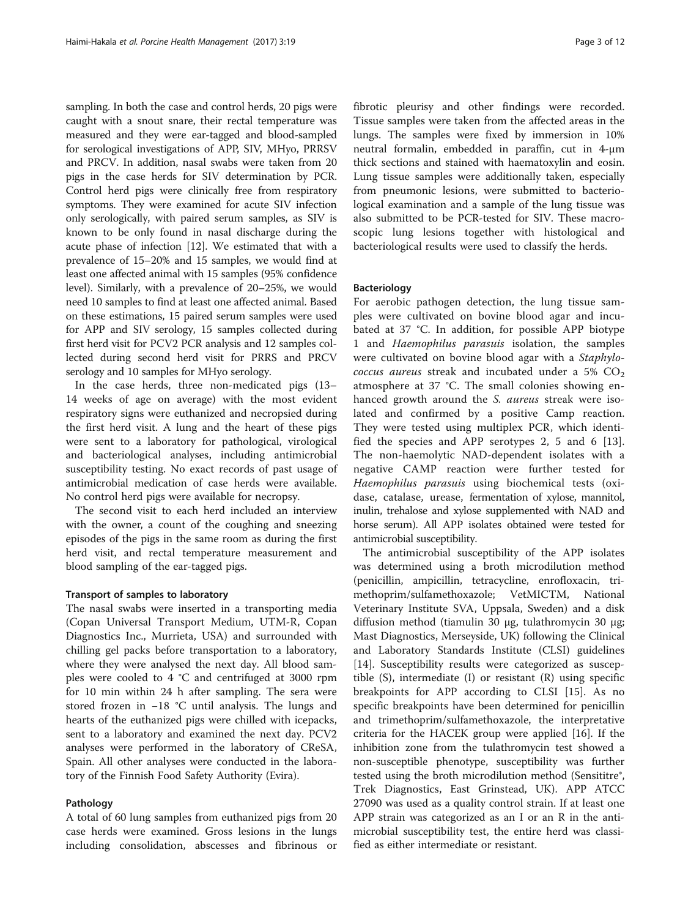sampling. In both the case and control herds, 20 pigs were caught with a snout snare, their rectal temperature was measured and they were ear-tagged and blood-sampled for serological investigations of APP, SIV, MHyo, PRRSV and PRCV. In addition, nasal swabs were taken from 20 pigs in the case herds for SIV determination by PCR. Control herd pigs were clinically free from respiratory symptoms. They were examined for acute SIV infection only serologically, with paired serum samples, as SIV is known to be only found in nasal discharge during the acute phase of infection [12]. We estimated that with a prevalence of 15–20% and 15 samples, we would find at least one affected animal with 15 samples (95% confidence level). Similarly, with a prevalence of 20–25%, we would need 10 samples to find at least one affected animal. Based on these estimations, 15 paired serum samples were used for APP and SIV serology, 15 samples collected during first herd visit for PCV2 PCR analysis and 12 samples collected during second herd visit for PRRS and PRCV serology and 10 samples for MHyo serology.

In the case herds, three non-medicated pigs (13–14 weeks of age on average) with the most evident respiratory signs were euthanized and necropsied during the first herd visit. A lung and the heart of these pigs were sent to a laboratory for pathological, virological and bacteriological analyses, including antimicrobial susceptibility testing. No exact records of past usage of antimicrobial medication of case herds were available. No control herd pigs were available for necropsy.

The second visit to each herd included an interview with the owner, a count of the coughing and sneezing episodes of the pigs in the same room as during the first herd visit, and rectal temperature measurement and blood sampling of the ear-tagged pigs.

### Transport of samples to laboratory

The nasal swabs were inserted in a transporting media (Copan Universal Transport Medium, UTM-R, Copan Diagnostics Inc., Murrieta, USA) and surrounded with chilling gel packs before transportation to a laboratory, where they were analysed the next day. All blood samples were cooled to 4 °C and centrifuged at 3000 rpm for 10 min within 24 h after sampling. The sera were stored frozen in −18 °C until analysis. The lungs and hearts of the euthanized pigs were chilled with icepacks, sent to a laboratory and examined the next day. PCV2 analyses were performed in the laboratory of CReSA, Spain. All other analyses were conducted in the laboratory of the Finnish Food Safety Authority (Evira).

### Pathology

A total of 60 lung samples from euthanized pigs from 20 case herds were examined. Gross lesions in the lungs including consolidation, abscesses and fibrinous or fibrotic pleurisy and other findings were recorded. Tissue samples were taken from the affected areas in the lungs. The samples were fixed by immersion in 10% neutral formalin, embedded in paraffin, cut in 4-μm thick sections and stained with haematoxylin and eosin. Lung tissue samples were additionally taken, especially from pneumonic lesions, were submitted to bacteriological examination and a sample of the lung tissue was also submitted to be PCR-tested for SIV. These macroscopic lung lesions together with histological and bacteriological results were used to classify the herds.

### Bacteriology

For aerobic pathogen detection, the lung tissue samples were cultivated on bovine blood agar and incubated at 37 °C. In addition, for possible APP biotype 1 and *Haemophilus parasuis* isolation, the samples were cultivated on bovine blood agar with a *Staphylococcus aureus* streak and incubated under a 5% $CO_2$ atmosphere at 37 °C. The small colonies showing enhanced growth around the *S. aureus* streak were isolated and confirmed by a positive Camp reaction. They were tested using multiplex PCR, which identified the species and APP serotypes 2, 5 and 6 [13]. The non-haemolytic NAD-dependent isolates with a negative CAMP reaction were further tested for *Haemophilus parasuis* using biochemical tests (oxidase, catalase, urease, fermentation of xylose, mannitol, inulin, trehalose and xylose supplemented with NAD and horse serum). All APP isolates obtained were tested for antimicrobial susceptibility.

The antimicrobial susceptibility of the APP isolates was determined using a broth microdilution method (penicillin, ampicillin, tetracycline, enrofloxacin, trimethoprim/sulfamethoxazole; VetMICTM, National Veterinary Institute SVA, Uppsala, Sweden) and a disk diffusion method (tiamulin 30 μg, tulathromycin 30 μg; Mast Diagnostics, Merseyside, UK) following the Clinical and Laboratory Standards Institute (CLSI) guidelines [14]. Susceptibility results were categorized as susceptible (S), intermediate (I) or resistant (R) using specific breakpoints for APP according to CLSI [15]. As no specific breakpoints have been determined for penicillin and trimethoprim/sulfamethoxazole, the interpretative criteria for the HACEK group were applied [16]. If the inhibition zone from the tulathromycin test showed a non-susceptible phenotype, susceptibility was further tested using the broth microdilution method (Sensititre®, Trek Diagnostics, East Grinstead, UK). APP ATCC 27090 was used as a quality control strain. If at least one APP strain was categorized as an I or an R in the antimicrobial susceptibility test, the entire herd was classified as either intermediate or resistant.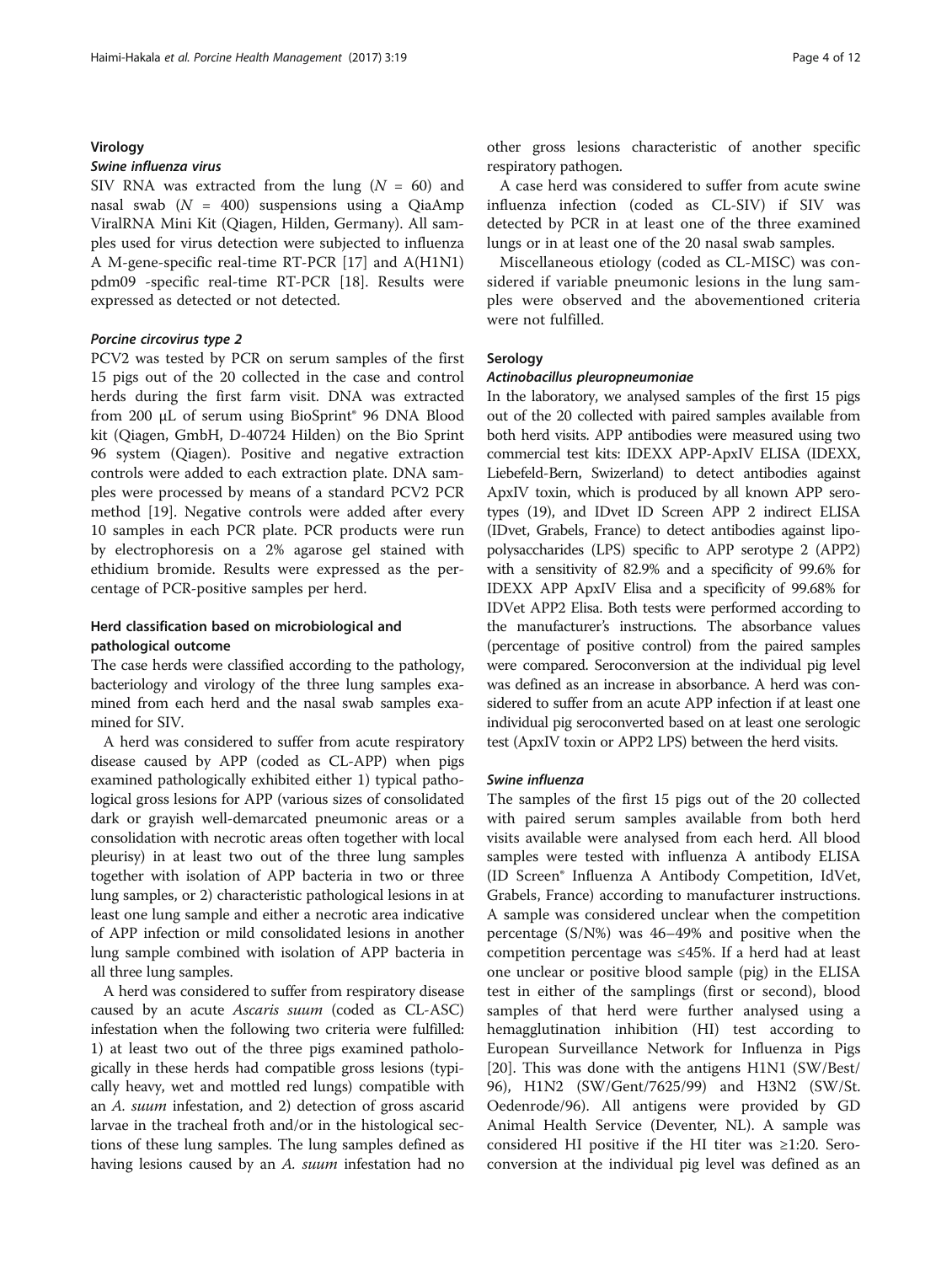### Virology

#### *Swine influenza virus*

SIV RNA was extracted from the lung ($N$ = 60) and nasal swab ($N$ = 400) suspensions using a QiaAmp ViralRNA Mini Kit (Qiagen, Hilden, Germany). All samples used for virus detection were subjected to influenza A M-gene-specific real-time RT-PCR [17] and A(H1N1) pdm09 -specific real-time RT-PCR [18]. Results were expressed as detected or not detected.

#### *Porcine circovirus type 2*

PCV2 was tested by PCR on serum samples of the first 15 pigs out of the 20 collected in the case and control herds during the first farm visit. DNA was extracted from 200 μL of serum using BioSprint® 96 DNA Blood kit (Qiagen, GmbH, D-40724 Hilden) on the Bio Sprint 96 system (Qiagen). Positive and negative extraction controls were added to each extraction plate. DNA samples were processed by means of a standard PCV2 PCR method [19]. Negative controls were added after every 10 samples in each PCR plate. PCR products were run by electrophoresis on a 2% agarose gel stained with ethidium bromide. Results were expressed as the percentage of PCR-positive samples per herd.

### Herd classification based on microbiological and pathological outcome

The case herds were classified according to the pathology, bacteriology and virology of the three lung samples examined from each herd and the nasal swab samples examined for SIV.

A herd was considered to suffer from acute respiratory disease caused by APP (coded as CL-APP) when pigs examined pathologically exhibited either 1) typical pathological gross lesions for APP (various sizes of consolidated dark or grayish well-demarcated pneumonic areas or a consolidation with necrotic areas often together with local pleurisy) in at least two out of the three lung samples together with isolation of APP bacteria in two or three lung samples, or 2) characteristic pathological lesions in at least one lung sample and either a necrotic area indicative of APP infection or mild consolidated lesions in another lung sample combined with isolation of APP bacteria in all three lung samples.

A herd was considered to suffer from respiratory disease caused by an acute *Ascaris suum* (coded as CL-ASC) infestation when the following two criteria were fulfilled: 1) at least two out of the three pigs examined pathologically in these herds had compatible gross lesions (typically heavy, wet and mottled red lungs) compatible with an *A. suum* infestation, and 2) detection of gross ascarid larvae in the tracheal froth and/or in the histological sections of these lung samples. The lung samples defined as having lesions caused by an *A. suum* infestation had no other gross lesions characteristic of another specific respiratory pathogen.

A case herd was considered to suffer from acute swine influenza infection (coded as CL-SIV) if SIV was detected by PCR in at least one of the three examined lungs or in at least one of the 20 nasal swab samples.

Miscellaneous etiology (coded as CL-MISC) was considered if variable pneumonic lesions in the lung samples were observed and the abovementioned criteria were not fulfilled.

### Serology

#### *Actinobacillus pleuropneumoniae*

In the laboratory, we analysed samples of the first 15 pigs out of the 20 collected with paired samples available from both herd visits. APP antibodies were measured using two commercial test kits: IDEXX APP-ApxIV ELISA (IDEXX, Liebefeld-Bern, Swizerland) to detect antibodies against ApxIV toxin, which is produced by all known APP serotypes (19), and IDvet ID Screen APP 2 indirect ELISA (IDvet, Grabels, France) to detect antibodies against lipopolysaccharides (LPS) specific to APP serotype 2 (APP2) with a sensitivity of 82.9% and a specificity of 99.6% for IDEXX APP ApxIV Elisa and a specificity of 99.68% for IDVet APP2 Elisa. Both tests were performed according to the manufacturer's instructions. The absorbance values (percentage of positive control) from the paired samples were compared. Seroconversion at the individual pig level was defined as an increase in absorbance. A herd was considered to suffer from an acute APP infection if at least one individual pig seroconverted based on at least one serologic test (ApxIV toxin or APP2 LPS) between the herd visits.

#### *Swine influenza*

The samples of the first 15 pigs out of the 20 collected with paired serum samples available from both herd visits available were analysed from each herd. All blood samples were tested with influenza A antibody ELISA (ID Screen® Influenza A Antibody Competition, IdVet, Grabels, France) according to manufacturer instructions. A sample was considered unclear when the competition percentage (S/N%) was 46–49% and positive when the competition percentage was ≤45%. If a herd had at least one unclear or positive blood sample (pig) in the ELISA test in either of the samplings (first or second), blood samples of that herd were further analysed using a hemagglutination inhibition (HI) test according to European Surveillance Network for Influenza in Pigs [20]. This was done with the antigens H1N1 (SW/Best/96), H1N2 (SW/Gent/7625/99) and H3N2 (SW/St. Oedenrode/96). All antigens were provided by GD Animal Health Service (Deventer, NL). A sample was considered HI positive if the HI titer was ≥1:20. Seroconversion at the individual pig level was defined as an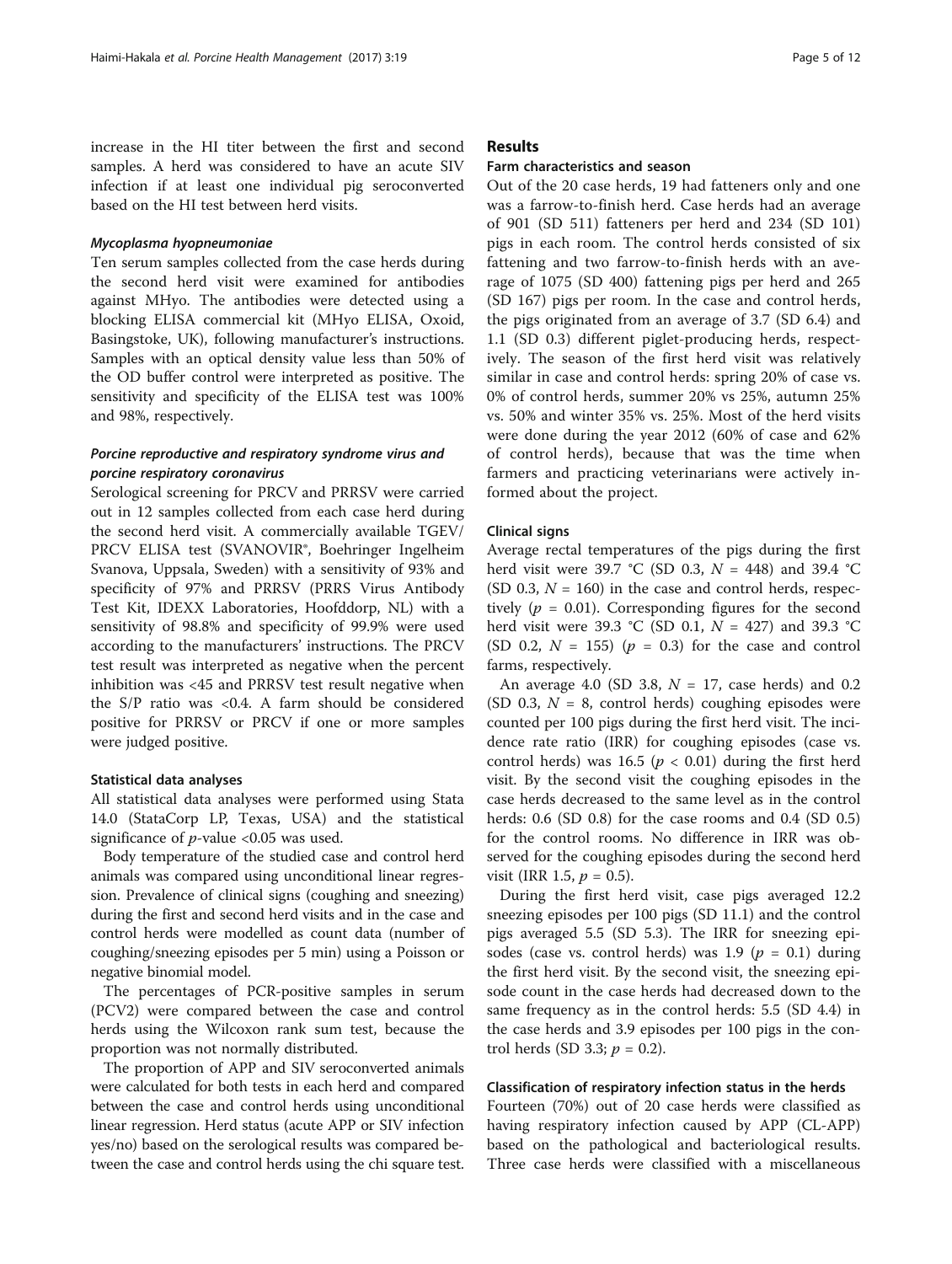increase in the HI titer between the first and second samples. A herd was considered to have an acute SIV infection if at least one individual pig seroconverted based on the HI test between herd visits.

#### *Mycoplasma hyopneumoniae*

Ten serum samples collected from the case herds during the second herd visit were examined for antibodies against MHyo. The antibodies were detected using a blocking ELISA commercial kit (MHyo ELISA, Oxoid, Basingstoke, UK), following manufacturer's instructions. Samples with an optical density value less than 50% of the OD buffer control were interpreted as positive. The sensitivity and specificity of the ELISA test was 100% and 98%, respectively.

#### *Porcine reproductive and respiratory syndrome virus and porcine respiratory coronavirus*

Serological screening for PRCV and PRRSV were carried out in 12 samples collected from each case herd during the second herd visit. A commercially available TGEV/PRCV ELISA test (SVANOVIR®, Boehringer Ingelheim Svanova, Uppsala, Sweden) with a sensitivity of 93% and specificity of 97% and PRRSV (PRRS Virus Antibody Test Kit, IDEXX Laboratories, Hoofddorp, NL) with a sensitivity of 98.8% and specificity of 99.9% were used according to the manufacturers' instructions. The PRCV test result was interpreted as negative when the percent inhibition was <45 and PRRSV test result negative when the S/P ratio was <0.4. A farm should be considered positive for PRRSV or PRCV if one or more samples were judged positive.

### Statistical data analyses

All statistical data analyses were performed using Stata 14.0 (StataCorp LP, Texas, USA) and the statistical significance of $p$-value <0.05 was used.

Body temperature of the studied case and control herd animals was compared using unconditional linear regression. Prevalence of clinical signs (coughing and sneezing) during the first and second herd visits and in the case and control herds were modelled as count data (number of coughing/sneezing episodes per 5 min) using a Poisson or negative binomial model.

The percentages of PCR-positive samples in serum (PCV2) were compared between the case and control herds using the Wilcoxon rank sum test, because the proportion was not normally distributed.

The proportion of APP and SIV seroconverted animals were calculated for both tests in each herd and compared between the case and control herds using unconditional linear regression. Herd status (acute APP or SIV infection yes/no) based on the serological results was compared between the case and control herds using the chi square test.

## Results

### Farm characteristics and season

Out of the 20 case herds, 19 had fatteners only and one was a farrow-to-finish herd. Case herds had an average of 901 (SD 511) fatteners per herd and 234 (SD 101) pigs in each room. The control herds consisted of six fattening and two farrow-to-finish herds with an average of 1075 (SD 400) fattening pigs per herd and 265 (SD 167) pigs per room. In the case and control herds, the pigs originated from an average of 3.7 (SD 6.4) and 1.1 (SD 0.3) different piglet-producing herds, respectively. The season of the first herd visit was relatively similar in case and control herds: spring 20% of case vs. 0% of control herds, summer 20% vs 25%, autumn 25% vs. 50% and winter 35% vs. 25%. Most of the herd visits were done during the year 2012 (60% of case and 62% of control herds), because that was the time when farmers and practicing veterinarians were actively informed about the project.

### Clinical signs

Average rectal temperatures of the pigs during the first herd visit were 39.7 °C (SD 0.3, $N = 448$) and 39.4 °C (SD 0.3, $N = 160$) in the case and control herds, respectively ($p = 0.01$). Corresponding figures for the second herd visit were 39.3 °C (SD 0.1, $N = 427$) and 39.3 °C (SD 0.2, $N = 155$) ($p = 0.3$) for the case and control farms, respectively.

An average 4.0 (SD 3.8, $N = 17$, case herds) and 0.2 (SD 0.3, $N = 8$, control herds) coughing episodes were counted per 100 pigs during the first herd visit. The incidence rate ratio (IRR) for coughing episodes (case vs. control herds) was 16.5 ($p < 0.01$) during the first herd visit. By the second visit the coughing episodes in the case herds decreased to the same level as in the control herds: 0.6 (SD 0.8) for the case rooms and 0.4 (SD 0.5) for the control rooms. No difference in IRR was observed for the coughing episodes during the second herd visit (IRR 1.5, $p = 0.5$).

During the first herd visit, case pigs averaged 12.2 sneezing episodes per 100 pigs (SD 11.1) and the control pigs averaged 5.5 (SD 5.3). The IRR for sneezing episodes (case vs. control herds) was 1.9 ($p = 0.1$) during the first herd visit. By the second visit, the sneezing episode count in the case herds had decreased down to the same frequency as in the control herds: 5.5 (SD 4.4) in the case herds and 3.9 episodes per 100 pigs in the control herds (SD 3.3; $p = 0.2$).

### Classification of respiratory infection status in the herds

Fourteen (70%) out of 20 case herds were classified as having respiratory infection caused by APP (CL-APP) based on the pathological and bacteriological results. Three case herds were classified with a miscellaneous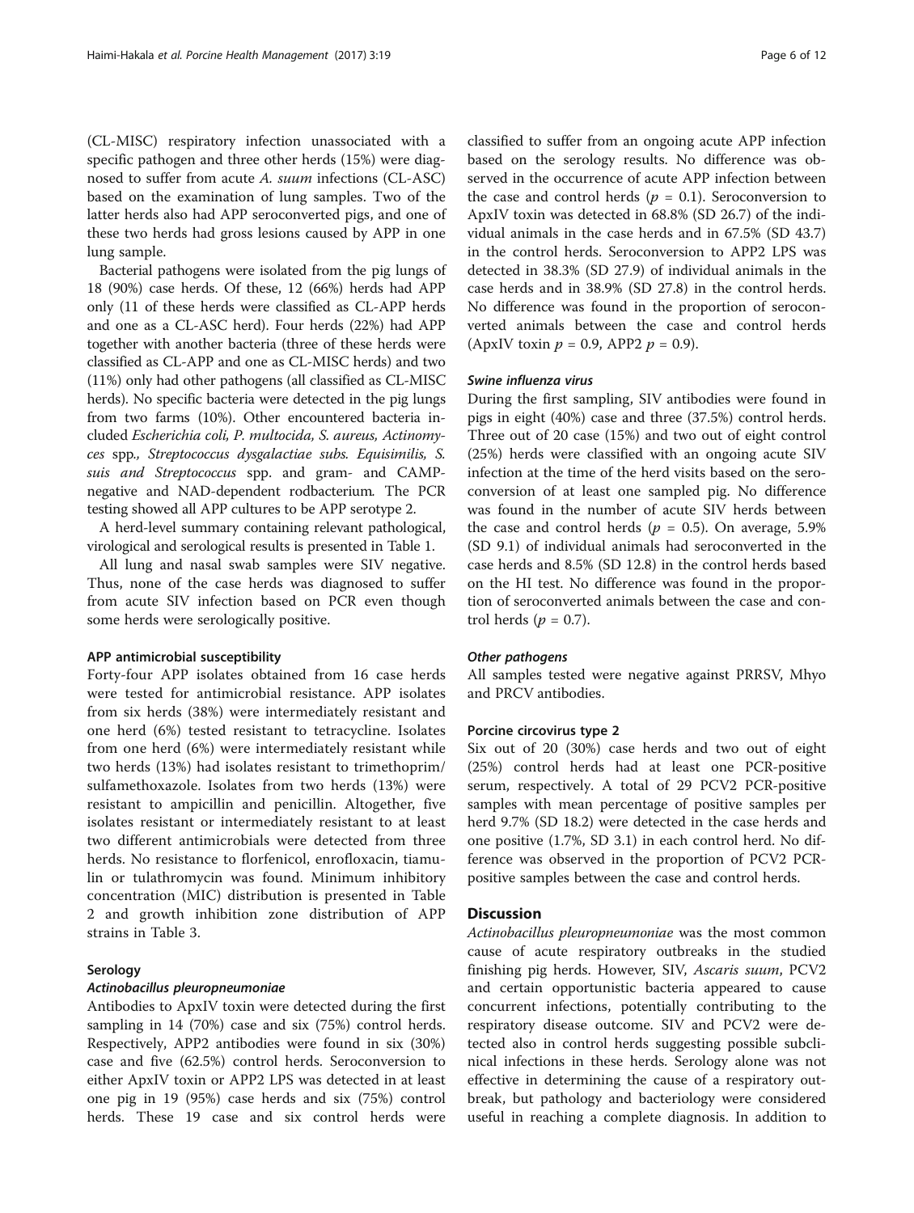(CL-MISC) respiratory infection unassociated with a specific pathogen and three other herds (15%) were diagnosed to suffer from acute *A. suum* infections (CL-ASC) based on the examination of lung samples. Two of the latter herds also had APP seroconverted pigs, and one of these two herds had gross lesions caused by APP in one lung sample.

Bacterial pathogens were isolated from the pig lungs of 18 (90%) case herds. Of these, 12 (66%) herds had APP only (11 of these herds were classified as CL-APP herds and one as a CL-ASC herd). Four herds (22%) had APP together with another bacteria (three of these herds were classified as CL-APP and one as CL-MISC herds) and two (11%) only had other pathogens (all classified as CL-MISC herds). No specific bacteria were detected in the pig lungs from two farms (10%). Other encountered bacteria included *Escherichia coli, P. multocida, S. aureus, Actinomyces* spp.*, Streptococcus dysgalactiae subs. Equisimilis, S. suis and Streptococcus* spp. and gram- and CAMP-negative and NAD-dependent rodbacterium. The PCR testing showed all APP cultures to be APP serotype 2.

A herd-level summary containing relevant pathological, virological and serological results is presented in Table 1.

All lung and nasal swab samples were SIV negative. Thus, none of the case herds was diagnosed to suffer from acute SIV infection based on PCR even though some herds were serologically positive.

### APP antimicrobial susceptibility

Forty-four APP isolates obtained from 16 case herds were tested for antimicrobial resistance. APP isolates from six herds (38%) were intermediately resistant and one herd (6%) tested resistant to tetracycline. Isolates from one herd (6%) were intermediately resistant while two herds (13%) had isolates resistant to trimethoprim/sulfamethoxazole. Isolates from two herds (13%) were resistant to ampicillin and penicillin. Altogether, five isolates resistant or intermediately resistant to at least two different antimicrobials were detected from three herds. No resistance to florfenicol, enrofloxacin, tiamulin or tulathromycin was found. Minimum inhibitory concentration (MIC) distribution is presented in Table 2 and growth inhibition zone distribution of APP strains in Table 3.

### Serology

#### *Actinobacillus pleuropneumoniae*

Antibodies to ApxIV toxin were detected during the first sampling in 14 (70%) case and six (75%) control herds. Respectively, APP2 antibodies were found in six (30%) case and five (62.5%) control herds. Seroconversion to either ApxIV toxin or APP2 LPS was detected in at least one pig in 19 (95%) case herds and six (75%) control herds. These 19 case and six control herds were classified to suffer from an ongoing acute APP infection based on the serology results. No difference was observed in the occurrence of acute APP infection between the case and control herds ($p = 0.1$). Seroconversion to ApxIV toxin was detected in 68.8% (SD 26.7) of the individual animals in the case herds and in 67.5% (SD 43.7) in the control herds. Seroconversion to APP2 LPS was detected in 38.3% (SD 27.9) of individual animals in the case herds and in 38.9% (SD 27.8) in the control herds. No difference was found in the proportion of seroconverted animals between the case and control herds (ApxIV toxin $p = 0.9$, APP2 $p = 0.9$).

#### *Swine influenza virus*

During the first sampling, SIV antibodies were found in pigs in eight (40%) case and three (37.5%) control herds. Three out of 20 case (15%) and two out of eight control (25%) herds were classified with an ongoing acute SIV infection at the time of the herd visits based on the seroconversion of at least one sampled pig. No difference was found in the number of acute SIV herds between the case and control herds ($p = 0.5$). On average, 5.9% (SD 9.1) of individual animals had seroconverted in the case herds and 8.5% (SD 12.8) in the control herds based on the HI test. No difference was found in the proportion of seroconverted animals between the case and control herds ($p = 0.7$).

#### *Other pathogens*

All samples tested were negative against PRRSV, Mhyo and PRCV antibodies.

### Porcine circovirus type 2

Six out of 20 (30%) case herds and two out of eight (25%) control herds had at least one PCR-positive serum, respectively. A total of 29 PCV2 PCR-positive samples with mean percentage of positive samples per herd 9.7% (SD 18.2) were detected in the case herds and one positive (1.7%, SD 3.1) in each control herd. No difference was observed in the proportion of PCV2 PCR-positive samples between the case and control herds.

## Discussion

*Actinobacillus pleuropneumoniae* was the most common cause of acute respiratory outbreaks in the studied finishing pig herds. However, SIV, *Ascaris suum*, PCV2 and certain opportunistic bacteria appeared to cause concurrent infections, potentially contributing to the respiratory disease outcome. SIV and PCV2 were detected also in control herds suggesting possible subclinical infections in these herds. Serology alone was not effective in determining the cause of a respiratory outbreak, but pathology and bacteriology were considered useful in reaching a complete diagnosis. In addition to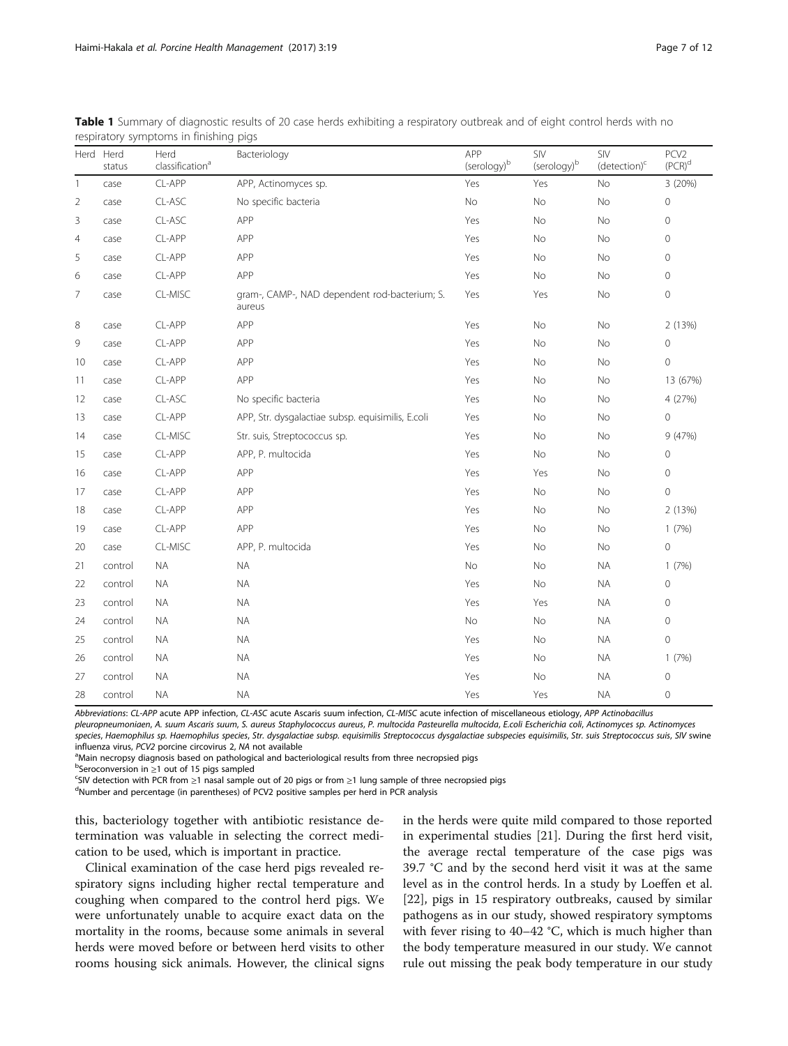**Table 1** Summary of diagnostic results of 20 case herds exhibiting a respiratory outbreak and of eight control herds with no respiratory symptoms in finishing pigs

| Herd | Herd status | Herd classification[a] | Bacteriology | APP (serology)[b] | SIV (serology)[b] | SIV (detection)[c] | PCV2 (PCR)[d] |
|---|---|---|---|---|---|---|---|
| 1 | case | CL-APP | APP, Actinomyces sp. | Yes | Yes | No | 3 (20%) |
| 2 | case | CL-ASC | No specific bacteria | No | No | No | 0 |
| 3 | case | CL-ASC | APP | Yes | No | No | 0 |
| 4 | case | CL-APP | APP | Yes | No | No | 0 |
| 5 | case | CL-APP | APP | Yes | No | No | 0 |
| 6 | case | CL-APP | APP | Yes | No | No | 0 |
| 7 | case | CL-MISC | gram-, CAMP-, NAD dependent rod-bacterium; S. aureus | Yes | Yes | No | 0 |
| 8 | case | CL-APP | APP | Yes | No | No | 2 (13%) |
| 9 | case | CL-APP | APP | Yes | No | No | 0 |
| 10 | case | CL-APP | APP | Yes | No | No | 0 |
| 11 | case | CL-APP | APP | Yes | No | No | 13 (67%) |
| 12 | case | CL-ASC | No specific bacteria | Yes | No | No | 4 (27%) |
| 13 | case | CL-APP | APP, Str. dysgalactiae subsp. equisimilis, E.coli | Yes | No | No | 0 |
| 14 | case | CL-MISC | Str. suis, Streptococcus sp. | Yes | No | No | 9 (47%) |
| 15 | case | CL-APP | APP, P. multocida | Yes | No | No | 0 |
| 16 | case | CL-APP | APP | Yes | Yes | No | 0 |
| 17 | case | CL-APP | APP | Yes | No | No | 0 |
| 18 | case | CL-APP | APP | Yes | No | No | 2 (13%) |
| 19 | case | CL-APP | APP | Yes | No | No | 1 (7%) |
| 20 | case | CL-MISC | APP, P. multocida | Yes | No | No | 0 |
| 21 | control | NA | NA | No | No | NA | 1 (7%) |
| 22 | control | NA | NA | Yes | No | NA | 0 |
| 23 | control | NA | NA | Yes | Yes | NA | 0 |
| 24 | control | NA | NA | No | No | NA | 0 |
| 25 | control | NA | NA | Yes | No | NA | 0 |
| 26 | control | NA | NA | Yes | No | NA | 1 (7%) |
| 27 | control | NA | NA | Yes | No | NA | 0 |
| 28 | control | NA | NA | Yes | Yes | NA | 0 |

*Abbreviations*: *CL-APP* acute APP infection, *CL-ASC* acute Ascaris suum infection, *CL-MISC* acute infection of miscellaneous etiology, *APP Actinobacillus pleuropneumoniae*, *A. suum Ascaris suum*, *S. aureus Staphylococcus aureus*, *P. multocida Pasteurella multocida*, *E.coli Escherichia coli*, *Actinomyces sp. Actinomyces species*, *Haemophilus sp. Haemophilus species*, *Str. dysgalactiae subsp. equisimilis Streptococcus dysgalactiae subspecies equisimilis*, *Str. suis Streptococcus suis*, *SIV* swine influenza virus, *PCV2* porcine circovirus 2, *NA* not available

[a]Main necropsy diagnosis based on pathological and bacteriological results from three necropsied pigs

[b]Seroconversion in ≥1 out of 15 pigs sampled

[c]SIV detection with PCR from ≥1 nasal sample out of 20 pigs or from ≥1 lung sample of three necropsied pigs

[d]Number and percentage (in parentheses) of PCV2 positive samples per herd in PCR analysis

this, bacteriology together with antibiotic resistance determination was valuable in selecting the correct medication to be used, which is important in practice.

Clinical examination of the case herd pigs revealed respiratory signs including higher rectal temperature and coughing when compared to the control herd pigs. We were unfortunately unable to acquire exact data on the mortality in the rooms, because some animals in several herds were moved before or between herd visits to other rooms housing sick animals. However, the clinical signs in the herds were quite mild compared to those reported in experimental studies [21]. During the first herd visit, the average rectal temperature of the case pigs was 39.7 °C and by the second herd visit it was at the same level as in the control herds. In a study by Loeffen et al. [22], pigs in 15 respiratory outbreaks, caused by similar pathogens as in our study, showed respiratory symptoms with fever rising to 40–42 °C, which is much higher than the body temperature measured in our study. We cannot rule out missing the peak body temperature in our study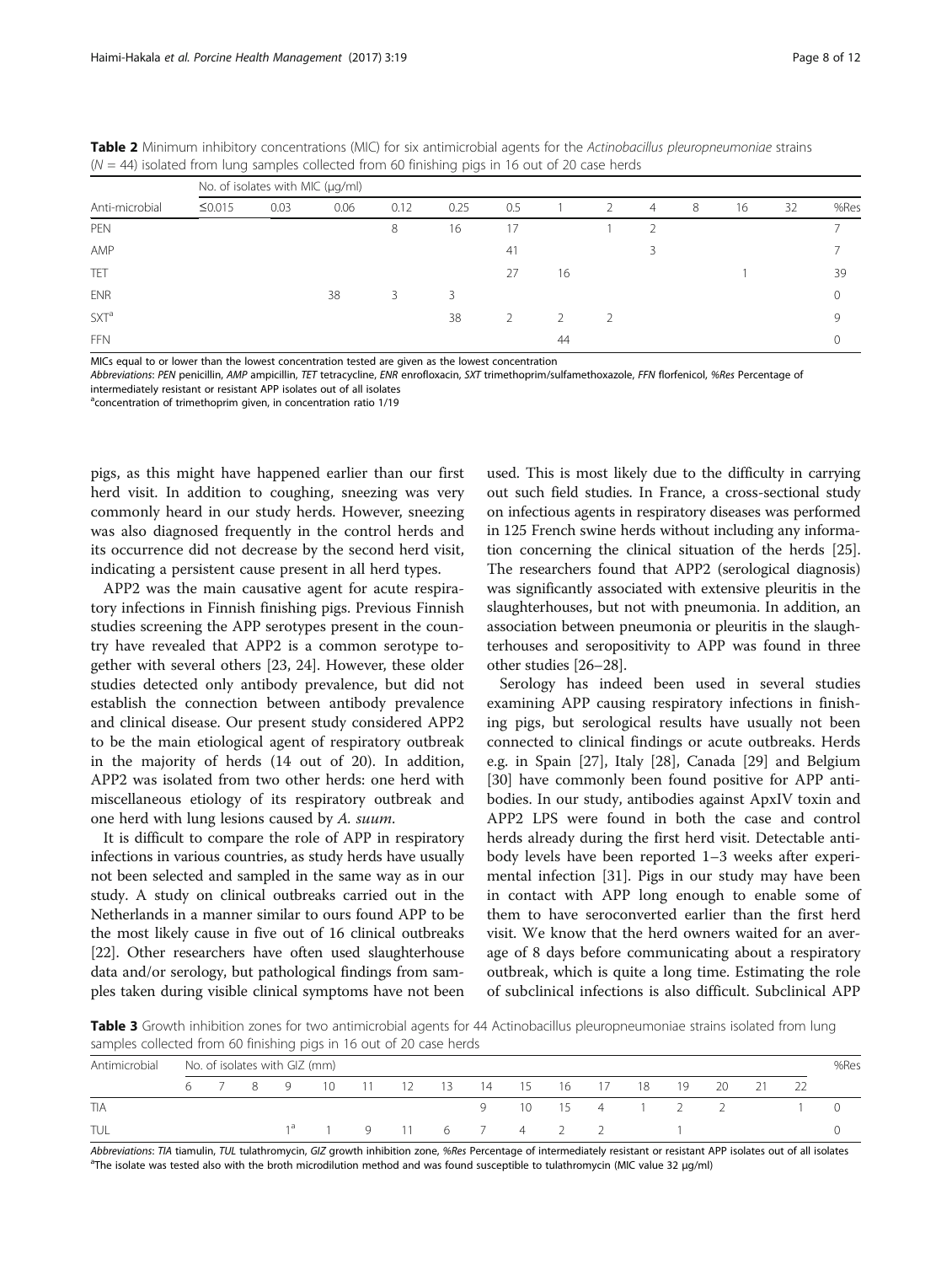**Table 2** Minimum inhibitory concentrations (MIC) for six antimicrobial agents for the *Actinobacillus pleuropneumoniae* strains (*N* = 44) isolated from lung samples collected from 60 finishing pigs in 16 out of 20 case herds

| Anti-microbial | No. of isolates with MIC (μg/ml) | | | | | | | | | | | | %Res |
|---|---|---|---|---|---|---|---|---|---|---|---|---|---|
| | ≤0.015 | 0.03 | 0.06 | 0.12 | 0.25 | 0.5 | 1 | 2 | 4 | 8 | 16 | 32 | |
| PEN | | | | 8 | 16 | 17 | | 1 | 2 | | | | 7 |
| AMP | | | | | | 41 | | | 3 | | | | 7 |
| TET | | | | | | 27 | 16 | | | | 1 | | 39 |
| ENR | | | 38 | 3 | 3 | | | | | | | | 0 |
| SXT[a] | | | | | 38 | 2 | 2 | 2 | | | | | 9 |
| FFN | | | | | | | 44 | | | | | | 0 |

MICs equal to or lower than the lowest concentration tested are given as the lowest concentration

*Abbreviations*: *PEN* penicillin, *AMP* ampicillin, *TET* tetracycline, *ENR* enrofloxacin, *SXT* trimethoprim/sulfamethoxazole, *FFN* florfenicol, *%Res* Percentage of intermediately resistant or resistant APP isolates out of all isolates

[a]concentration of trimethoprim given, in concentration ratio 1/19

pigs, as this might have happened earlier than our first herd visit. In addition to coughing, sneezing was very commonly heard in our study herds. However, sneezing was also diagnosed frequently in the control herds and its occurrence did not decrease by the second herd visit, indicating a persistent cause present in all herd types.

APP2 was the main causative agent for acute respiratory infections in Finnish finishing pigs. Previous Finnish studies screening the APP serotypes present in the country have revealed that APP2 is a common serotype together with several others [23, 24]. However, these older studies detected only antibody prevalence, but did not establish the connection between antibody prevalence and clinical disease. Our present study considered APP2 to be the main etiological agent of respiratory outbreak in the majority of herds (14 out of 20). In addition, APP2 was isolated from two other herds: one herd with miscellaneous etiology of its respiratory outbreak and one herd with lung lesions caused by *A. suum*.

It is difficult to compare the role of APP in respiratory infections in various countries, as study herds have usually not been selected and sampled in the same way as in our study. A study on clinical outbreaks carried out in the Netherlands in a manner similar to ours found APP to be the most likely cause in five out of 16 clinical outbreaks [22]. Other researchers have often used slaughterhouse data and/or serology, but pathological findings from samples taken during visible clinical symptoms have not been used. This is most likely due to the difficulty in carrying out such field studies. In France, a cross-sectional study on infectious agents in respiratory diseases was performed in 125 French swine herds without including any information concerning the clinical situation of the herds [25]. The researchers found that APP2 (serological diagnosis) was significantly associated with extensive pleuritis in the slaughterhouses, but not with pneumonia. In addition, an association between pneumonia or pleuritis in the slaughterhouses and seropositivity to APP was found in three other studies [26–28].

Serology has indeed been used in several studies examining APP causing respiratory infections in finishing pigs, but serological results have usually not been connected to clinical findings or acute outbreaks. Herds e.g. in Spain [27], Italy [28], Canada [29] and Belgium [30] have commonly been found positive for APP antibodies. In our study, antibodies against ApxIV toxin and APP2 LPS were found in both the case and control herds already during the first herd visit. Detectable antibody levels have been reported 1–3 weeks after experimental infection [31]. Pigs in our study may have been in contact with APP long enough to enable some of them to have seroconverted earlier than the first herd visit. We know that the herd owners waited for an average of 8 days before communicating about a respiratory outbreak, which is quite a long time. Estimating the role of subclinical infections is also difficult. Subclinical APP

**Table 3** Growth inhibition zones for two antimicrobial agents for 44 Actinobacillus pleuropneumoniae strains isolated from lung samples collected from 60 finishing pigs in 16 out of 20 case herds

| Antimicrobial | No. of isolates with GIZ (mm) | | | | | | | | | | | | | | | | | %Res |
|---|---|---|---|---|---|---|---|---|---|---|---|---|---|---|---|---|---|---|
| | 6 | 7 | 8 | 9 | 10 | 11 | 12 | 13 | 14 | 15 | 16 | 17 | 18 | 19 | 20 | 21 | 22 | |
| TIA | | | | | | | | | 9 | 10 | 15 | 4 | 1 | 2 | 2 | | 1 | 0 |
| TUL | | | | 1[a] | 1 | 9 | 11 | 6 | 7 | 4 | 2 | 2 | | 1 | | | | 0 |

*Abbreviations*: *TIA* tiamulin, *TUL* tulathromycin, *GIZ* growth inhibition zone, *%Res* Percentage of intermediately resistant or resistant APP isolates out of all isolates

[a]The isolate was tested also with the broth microdilution method and was found susceptible to tulathromycin (MIC value 32 μg/ml)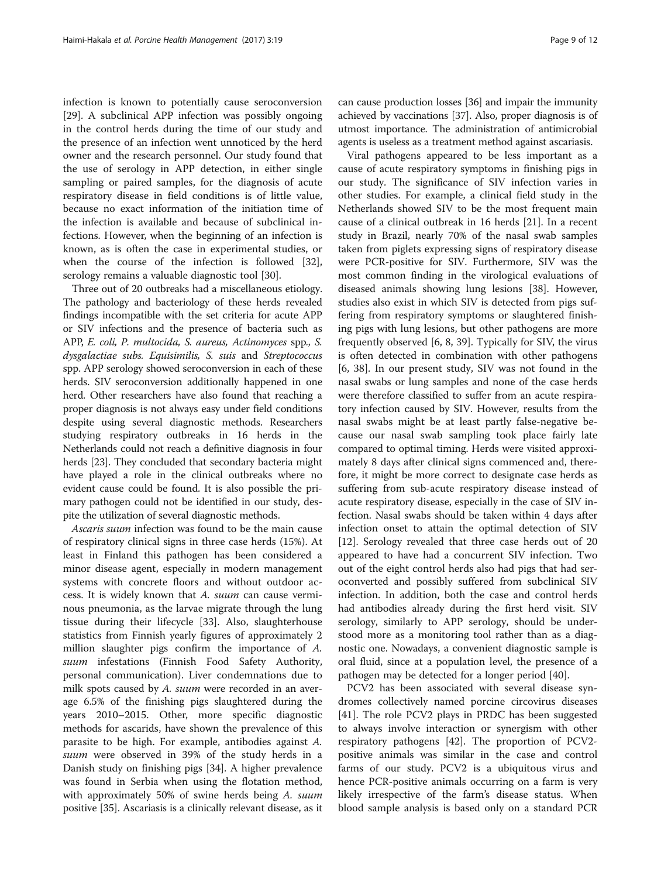infection is known to potentially cause seroconversion [29]. A subclinical APP infection was possibly ongoing in the control herds during the time of our study and the presence of an infection went unnoticed by the herd owner and the research personnel. Our study found that the use of serology in APP detection, in either single sampling or paired samples, for the diagnosis of acute respiratory disease in field conditions is of little value, because no exact information of the initiation time of the infection is available and because of subclinical infections. However, when the beginning of an infection is known, as is often the case in experimental studies, or when the course of the infection is followed [32], serology remains a valuable diagnostic tool [30].

Three out of 20 outbreaks had a miscellaneous etiology. The pathology and bacteriology of these herds revealed findings incompatible with the set criteria for acute APP or SIV infections and the presence of bacteria such as APP, *E. coli*, *P. multocida*, *S. aureus*, *Actinomyces* spp., *S. dysgalactiae subs. Equisimilis*, *S. suis* and *Streptococcus* spp. APP serology showed seroconversion in each of these herds. SIV seroconversion additionally happened in one herd. Other researchers have also found that reaching a proper diagnosis is not always easy under field conditions despite using several diagnostic methods. Researchers studying respiratory outbreaks in 16 herds in the Netherlands could not reach a definitive diagnosis in four herds [23]. They concluded that secondary bacteria might have played a role in the clinical outbreaks where no evident cause could be found. It is also possible the primary pathogen could not be identified in our study, despite the utilization of several diagnostic methods.

*Ascaris suum* infection was found to be the main cause of respiratory clinical signs in three case herds (15%). At least in Finland this pathogen has been considered a minor disease agent, especially in modern management systems with concrete floors and without outdoor access. It is widely known that *A. suum* can cause verminous pneumonia, as the larvae migrate through the lung tissue during their lifecycle [33]. Also, slaughterhouse statistics from Finnish yearly figures of approximately 2 million slaughter pigs confirm the importance of *A. suum* infestations (Finnish Food Safety Authority, personal communication). Liver condemnations due to milk spots caused by *A. suum* were recorded in an average 6.5% of the finishing pigs slaughtered during the years 2010–2015. Other, more specific diagnostic methods for ascarids, have shown the prevalence of this parasite to be high. For example, antibodies against *A. suum* were observed in 39% of the study herds in a Danish study on finishing pigs [34]. A higher prevalence was found in Serbia when using the flotation method, with approximately 50% of swine herds being *A. suum* positive [35]. Ascariasis is a clinically relevant disease, as it can cause production losses [36] and impair the immunity achieved by vaccinations [37]. Also, proper diagnosis is of utmost importance. The administration of antimicrobial agents is useless as a treatment method against ascariasis.

Viral pathogens appeared to be less important as a cause of acute respiratory symptoms in finishing pigs in our study. The significance of SIV infection varies in other studies. For example, a clinical field study in the Netherlands showed SIV to be the most frequent main cause of a clinical outbreak in 16 herds [21]. In a recent study in Brazil, nearly 70% of the nasal swab samples taken from piglets expressing signs of respiratory disease were PCR-positive for SIV. Furthermore, SIV was the most common finding in the virological evaluations of diseased animals showing lung lesions [38]. However, studies also exist in which SIV is detected from pigs suffering from respiratory symptoms or slaughtered finishing pigs with lung lesions, but other pathogens are more frequently observed [6, 8, 39]. Typically for SIV, the virus is often detected in combination with other pathogens [6, 38]. In our present study, SIV was not found in the nasal swabs or lung samples and none of the case herds were therefore classified to suffer from an acute respiratory infection caused by SIV. However, results from the nasal swabs might be at least partly false-negative because our nasal swab sampling took place fairly late compared to optimal timing. Herds were visited approximately 8 days after clinical signs commenced and, therefore, it might be more correct to designate case herds as suffering from sub-acute respiratory disease instead of acute respiratory disease, especially in the case of SIV infection. Nasal swabs should be taken within 4 days after infection onset to attain the optimal detection of SIV [12]. Serology revealed that three case herds out of 20 appeared to have had a concurrent SIV infection. Two out of the eight control herds also had pigs that had seroconverted and possibly suffered from subclinical SIV infection. In addition, both the case and control herds had antibodies already during the first herd visit. SIV serology, similarly to APP serology, should be understood more as a monitoring tool rather than as a diagnostic one. Nowadays, a convenient diagnostic sample is oral fluid, since at a population level, the presence of a pathogen may be detected for a longer period [40].

PCV2 has been associated with several disease syndromes collectively named porcine circovirus diseases [41]. The role PCV2 plays in PRDC has been suggested to always involve interaction or synergism with other respiratory pathogens [42]. The proportion of PCV2-positive animals was similar in the case and control farms of our study. PCV2 is a ubiquitous virus and hence PCR-positive animals occurring on a farm is very likely irrespective of the farm's disease status. When blood sample analysis is based only on a standard PCR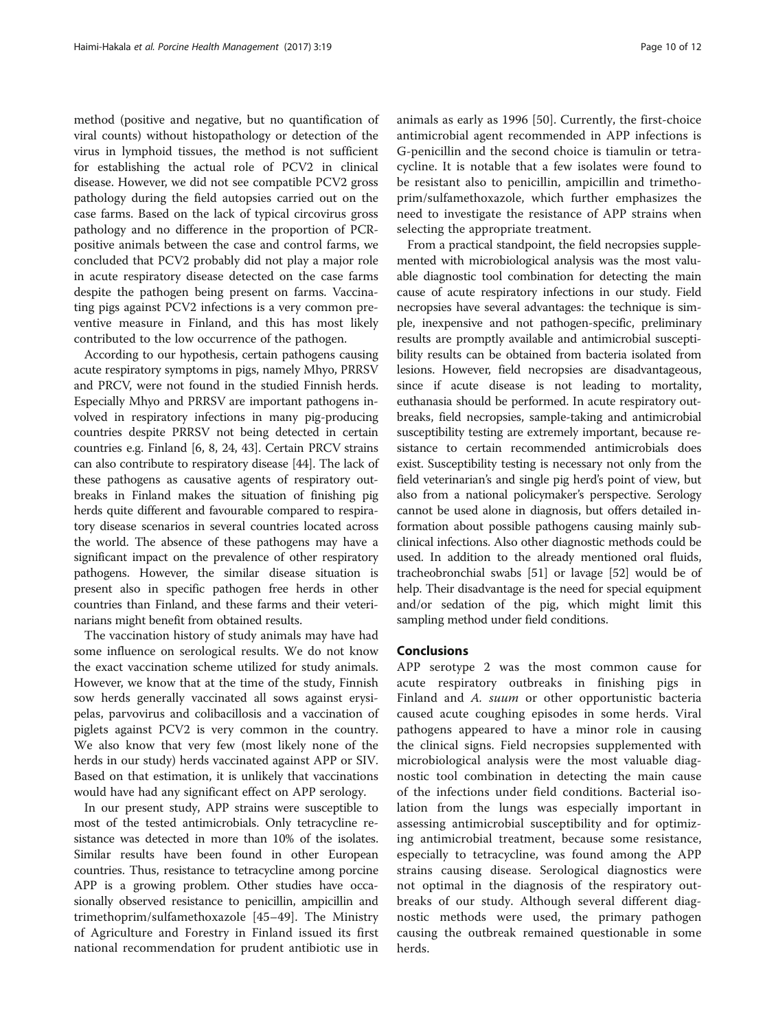method (positive and negative, but no quantification of viral counts) without histopathology or detection of the virus in lymphoid tissues, the method is not sufficient for establishing the actual role of PCV2 in clinical disease. However, we did not see compatible PCV2 gross pathology during the field autopsies carried out on the case farms. Based on the lack of typical circovirus gross pathology and no difference in the proportion of PCR-positive animals between the case and control farms, we concluded that PCV2 probably did not play a major role in acute respiratory disease detected on the case farms despite the pathogen being present on farms. Vaccinating pigs against PCV2 infections is a very common preventive measure in Finland, and this has most likely contributed to the low occurrence of the pathogen.

According to our hypothesis, certain pathogens causing acute respiratory symptoms in pigs, namely Mhyo, PRRSV and PRCV, were not found in the studied Finnish herds. Especially Mhyo and PRRSV are important pathogens involved in respiratory infections in many pig-producing countries despite PRRSV not being detected in certain countries e.g. Finland [6, 8, 24, 43]. Certain PRCV strains can also contribute to respiratory disease [44]. The lack of these pathogens as causative agents of respiratory outbreaks in Finland makes the situation of finishing pig herds quite different and favourable compared to respiratory disease scenarios in several countries located across the world. The absence of these pathogens may have a significant impact on the prevalence of other respiratory pathogens. However, the similar disease situation is present also in specific pathogen free herds in other countries than Finland, and these farms and their veterinarians might benefit from obtained results.

The vaccination history of study animals may have had some influence on serological results. We do not know the exact vaccination scheme utilized for study animals. However, we know that at the time of the study, Finnish sow herds generally vaccinated all sows against erysipelas, parvovirus and colibacillosis and a vaccination of piglets against PCV2 is very common in the country. We also know that very few (most likely none of the herds in our study) herds vaccinated against APP or SIV. Based on that estimation, it is unlikely that vaccinations would have had any significant effect on APP serology.

In our present study, APP strains were susceptible to most of the tested antimicrobials. Only tetracycline resistance was detected in more than 10% of the isolates. Similar results have been found in other European countries. Thus, resistance to tetracycline among porcine APP is a growing problem. Other studies have occasionally observed resistance to penicillin, ampicillin and trimethoprim/sulfamethoxazole [45–49]. The Ministry of Agriculture and Forestry in Finland issued its first national recommendation for prudent antibiotic use in animals as early as 1996 [50]. Currently, the first-choice antimicrobial agent recommended in APP infections is G-penicillin and the second choice is tiamulin or tetracycline. It is notable that a few isolates were found to be resistant also to penicillin, ampicillin and trimethoprim/sulfamethoxazole, which further emphasizes the need to investigate the resistance of APP strains when selecting the appropriate treatment.

From a practical standpoint, the field necropsies supplemented with microbiological analysis was the most valuable diagnostic tool combination for detecting the main cause of acute respiratory infections in our study. Field necropsies have several advantages: the technique is simple, inexpensive and not pathogen-specific, preliminary results are promptly available and antimicrobial susceptibility results can be obtained from bacteria isolated from lesions. However, field necropsies are disadvantageous, since if acute disease is not leading to mortality, euthanasia should be performed. In acute respiratory outbreaks, field necropsies, sample-taking and antimicrobial susceptibility testing are extremely important, because resistance to certain recommended antimicrobials does exist. Susceptibility testing is necessary not only from the field veterinarian's and single pig herd's point of view, but also from a national policymaker's perspective. Serology cannot be used alone in diagnosis, but offers detailed information about possible pathogens causing mainly subclinical infections. Also other diagnostic methods could be used. In addition to the already mentioned oral fluids, tracheobronchial swabs [51] or lavage [52] would be of help. Their disadvantage is the need for special equipment and/or sedation of the pig, which might limit this sampling method under field conditions.

## Conclusions

APP serotype 2 was the most common cause for acute respiratory outbreaks in finishing pigs in Finland and *A. suum* or other opportunistic bacteria caused acute coughing episodes in some herds. Viral pathogens appeared to have a minor role in causing the clinical signs. Field necropsies supplemented with microbiological analysis were the most valuable diagnostic tool combination in detecting the main cause of the infections under field conditions. Bacterial isolation from the lungs was especially important in assessing antimicrobial susceptibility and for optimizing antimicrobial treatment, because some resistance, especially to tetracycline, was found among the APP strains causing disease. Serological diagnostics were not optimal in the diagnosis of the respiratory outbreaks of our study. Although several different diagnostic methods were used, the primary pathogen causing the outbreak remained questionable in some herds.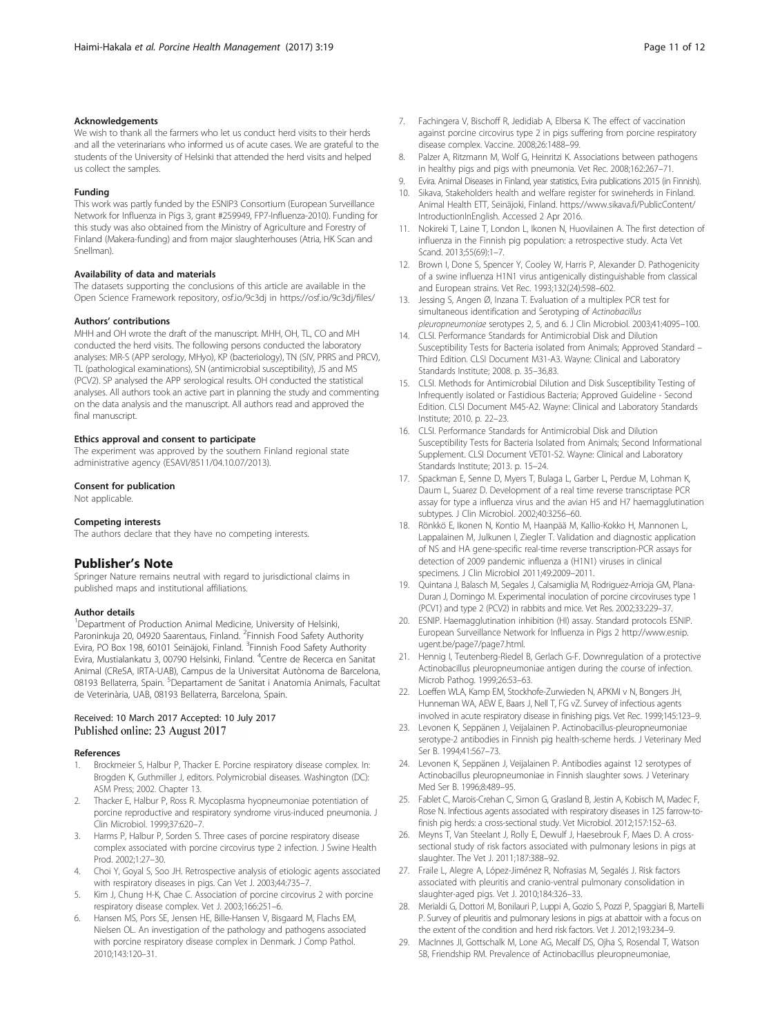#### Acknowledgements

We wish to thank all the farmers who let us conduct herd visits to their herds and all the veterinarians who informed us of acute cases. We are grateful to the students of the University of Helsinki that attended the herd visits and helped us collect the samples.

#### Funding

This work was partly funded by the ESNIP3 Consortium (European Surveillance Network for Influenza in Pigs 3, grant #259949, FP7-Influenza-2010). Funding for this study was also obtained from the Ministry of Agriculture and Forestry of Finland (Makera-funding) and from major slaughterhouses (Atria, HK Scan and Snellman).

#### Availability of data and materials

The datasets supporting the conclusions of this article are available in the Open Science Framework repository, osf.io/9c3dj in https://osf.io/9c3dj/files/

#### Authors' contributions

MHH and OH wrote the draft of the manuscript. MHH, OH, TL, CO and MH conducted the herd visits. The following persons conducted the laboratory analyses: MR-S (APP serology, MHyo), KP (bacteriology), TN (SIV, PRRS and PRCV), TL (pathological examinations), SN (antimicrobial susceptibility), JS and MS (PCV2). SP analysed the APP serological results. OH conducted the statistical analyses. All authors took an active part in planning the study and commenting on the data analysis and the manuscript. All authors read and approved the final manuscript.

#### Ethics approval and consent to participate

The experiment was approved by the southern Finland regional state administrative agency (ESAVI/8511/04.10.07/2013).

#### Consent for publication

Not applicable.

#### Competing interests

The authors declare that they have no competing interests.

## Publisher's Note

Springer Nature remains neutral with regard to jurisdictional claims in published maps and institutional affiliations.

#### Author details

[1]Department of Production Animal Medicine, University of Helsinki, Paroninkuja 20, 04920 Saarentaus, Finland. [2]Finnish Food Safety Authority Evira, PO Box 198, 60101 Seinäjoki, Finland. [3]Finnish Food Safety Authority Evira, Mustialankatu 3, 00790 Helsinki, Finland. [4]Centre de Recerca en Sanitat Animal (CReSA, IRTA-UAB), Campus de la Universitat Autònoma de Barcelona, 08193 Bellaterra, Spain. [5]Departament de Sanitat i Anatomia Animals, Facultat de Veterinària, UAB, 08193 Bellaterra, Barcelona, Spain.

Received: 10 March 2017 Accepted: 10 July 2017
Published online: 23 August 2017

#### References

1. Brockmeier S, Halbur P, Thacker E. Porcine respiratory disease complex. In: Brogden K, Guthmiller J, editors. Polymicrobial diseases. Washington (DC): ASM Press; 2002. Chapter 13.
2. Thacker E, Halbur P, Ross R. Mycoplasma hyopneumoniae potentiation of porcine reproductive and respiratory syndrome virus-induced pneumonia. J Clin Microbiol. 1999;37:620–7.
3. Harms P, Halbur P, Sorden S. Three cases of porcine respiratory disease complex associated with porcine circovirus type 2 infection. J Swine Health Prod. 2002;1:27–30.
4. Choi Y, Goyal S, Soo JH. Retrospective analysis of etiologic agents associated with respiratory diseases in pigs. Can Vet J. 2003;44:735–7.
5. Kim J, Chung H-K, Chae C. Association of porcine circovirus 2 with porcine respiratory disease complex. Vet J. 2003;166:251–6.
6. Hansen MS, Pors SE, Jensen HE, Bille-Hansen V, Bisgaard M, Flachs EM, Nielsen OL. An investigation of the pathology and pathogens associated with porcine respiratory disease complex in Denmark. J Comp Pathol. 2010;143:120–31.
7. Fachingera V, Bischoff R, Jedidiab A, Elbersa K. The effect of vaccination against porcine circovirus type 2 in pigs suffering from porcine respiratory disease complex. Vaccine. 2008;26:1488–99.
8. Palzer A, Ritzmann M, Wolf G, Heinritzi K. Associations between pathogens in healthy pigs and pigs with pneumonia. Vet Rec. 2008;162:267–71.
9. Evira. Animal Diseases in Finland, year statistics, Evira publications 2015 (in Finnish).
10. Sikava, Stakeholders health and welfare register for swineherds in Finland. Animal Health ETT, Seinäjoki, Finland. https://www.sikava.fi/PublicContent/IntroductionInEnglish. Accessed 2 Apr 2016.
11. Nokireki T, Laine T, London L, Ikonen N, Huovilainen A. The first detection of influenza in the Finnish pig population: a retrospective study. Acta Vet Scand. 2013;55(69):1–7.
12. Brown I, Done S, Spencer Y, Cooley W, Harris P, Alexander D. Pathogenicity of a swine influenza H1N1 virus antigenically distinguishable from classical and European strains. Vet Rec. 1993;132(24):598–602.
13. Jessing S, Angen Ø, Inzana T. Evaluation of a multiplex PCR test for simultaneous identification and Serotyping of *Actinobacillus pleuropneumoniae* serotypes 2, 5, and 6. J Clin Microbiol. 2003;41:4095–100.
14. CLSI. Performance Standards for Antimicrobial Disk and Dilution Susceptibility Tests for Bacteria isolated from Animals; Approved Standard – Third Edition. CLSI Document M31-A3. Wayne: Clinical and Laboratory Standards Institute; 2008. p. 35–36,83.
15. CLSI. Methods for Antimicrobial Dilution and Disk Susceptibility Testing of Infrequently isolated or Fastidious Bacteria; Approved Guideline - Second Edition. CLSI Document M45-A2. Wayne: Clinical and Laboratory Standards Institute; 2010. p. 22–23.
16. CLSI. Performance Standards for Antimicrobial Disk and Dilution Susceptibility Tests for Bacteria Isolated from Animals; Second Informational Supplement. CLSI Document VET01-S2. Wayne: Clinical and Laboratory Standards Institute; 2013. p. 15–24.
17. Spackman E, Senne D, Myers T, Bulaga L, Garber L, Perdue M, Lohman K, Daum L, Suarez D. Development of a real time reverse transcriptase PCR assay for type a influenza virus and the avian H5 and H7 haemagglutination subtypes. J Clin Microbiol. 2002;40:3256–60.
18. Rönkkö E, Ikonen N, Kontio M, Haanpää M, Kallio-Kokko H, Mannonen L, Lappalainen M, Julkunen I, Ziegler T. Validation and diagnostic application of NS and HA gene-specific real-time reverse transcription-PCR assays for detection of 2009 pandemic influenza a (H1N1) viruses in clinical specimens. J Clin Microbiol 2011;49:2009–2011.
19. Quintana J, Balasch M, Segales J, Calsamiglia M, Rodriguez-Arrioja GM, Plana-Duran J, Domingo M. Experimental inoculation of porcine circoviruses type 1 (PCV1) and type 2 (PCV2) in rabbits and mice. Vet Res. 2002;33:229–37.
20. ESNIP. Haemagglutination inhibition (HI) assay. Standard protocols ESNIP. European Surveillance Network for Influenza in Pigs 2 http://www.esnip.ugent.be/page7/page7.html.
21. Hennig I, Teutenberg-Riedel B, Gerlach G-F. Downregulation of a protective Actinobacillus pleuropneumoniae antigen during the course of infection. Microb Pathog. 1999;26:53–63.
22. Loeffen WLA, Kamp EM, Stockhofe-Zurwieden N, APKMI v N, Bongers JH, Hunneman WA, AEW E, Baars J, Nell T, FG vZ. Survey of infectious agents involved in acute respiratory disease in finishing pigs. Vet Rec. 1999;145:123–9.
23. Levonen K, Seppänen J, Veijalainen P. Actinobacillus-pleuropneumoniae serotype-2 antibodies in Finnish pig health-scheme herds. J Veterinary Med Ser B. 1994;41:567–73.
24. Levonen K, Seppänen J, Veijalainen P. Antibodies against 12 serotypes of Actinobacillus pleuropneumoniae in Finnish slaughter sows. J Veterinary Med Ser B. 1996;8:489–95.
25. Fablet C, Marois-Crehan C, Simon G, Grasland B, Jestin A, Kobisch M, Madec F, Rose N. Infectious agents associated with respiratory diseases in 125 farrow-to-finish pig herds: a cross-sectional study. Vet Microbiol. 2012;157:152–63.
26. Meyns T, Van Steelant J, Rolly E, Dewulf J, Haesebrouk F, Maes D. A cross-sectional study of risk factors associated with pulmonary lesions in pigs at slaughter. The Vet J. 2011;187:388–92.
27. Fraile L, Alegre A, López-Jiménez R, Nofrasias M, Segalés J. Risk factors associated with pleuritis and cranio-ventral pulmonary consolidation in slaughter-aged pigs. Vet J. 2010;184:326–33.
28. Merialdi G, Dottori M, Bonilauri P, Luppi A, Gozio S, Pozzi P, Spaggiari B, Martelli P. Survey of pleuritis and pulmonary lesions in pigs at abattoir with a focus on the extent of the condition and herd risk factors. Vet J. 2012;193:234–9.
29. MacInnes JI, Gottschalk M, Lone AG, Mecalf DS, Ojha S, Rosendal T, Watson SB, Friendship RM. Prevalence of Actinobacillus pleuropneumoniae,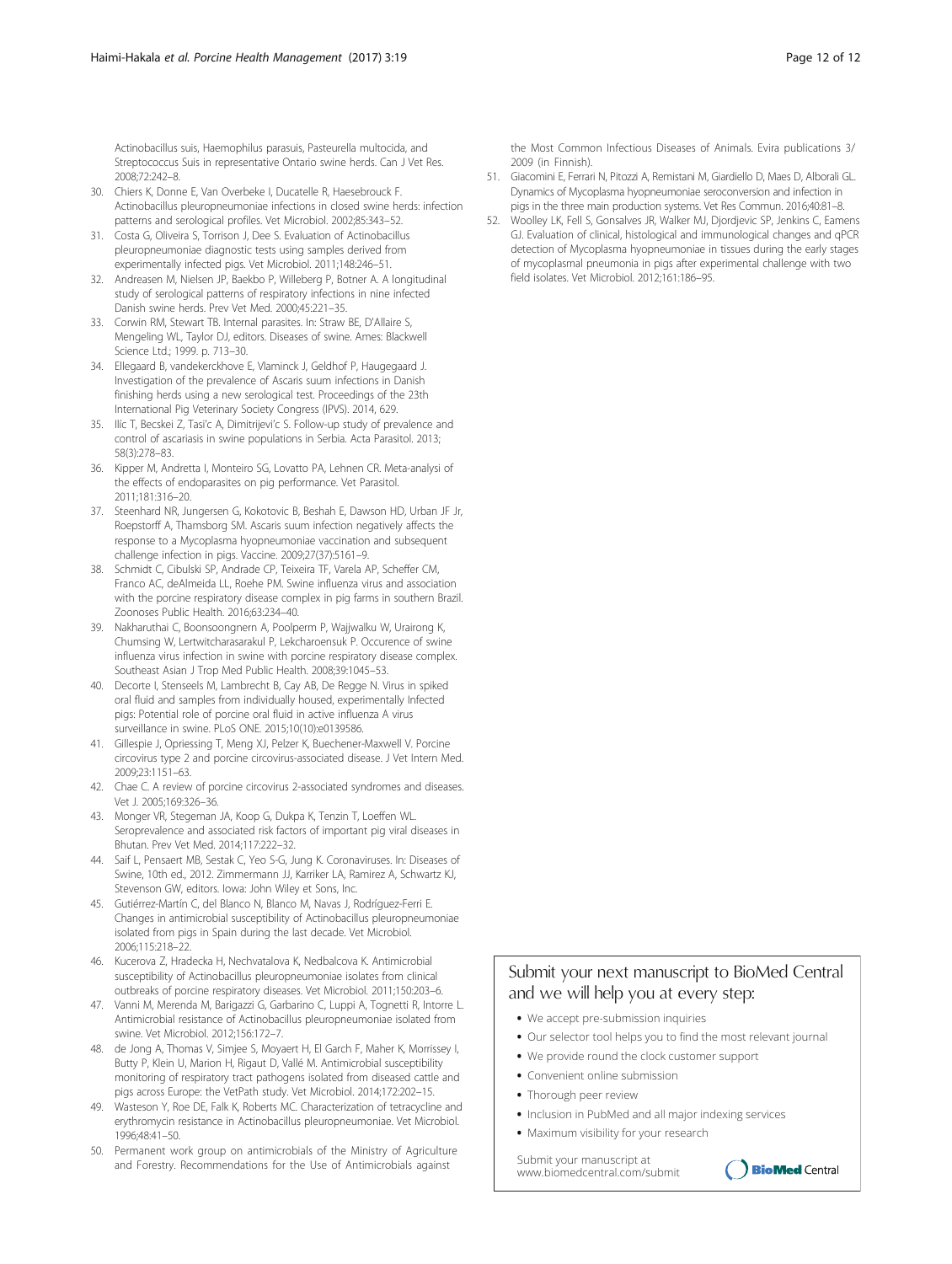Actinobacillus suis, Haemophilus parasuis, Pasteurella multocida, and Streptococcus Suis in representative Ontario swine herds. Can J Vet Res. 2008;72:242–8.

30. Chiers K, Donne E, Van Overbeke I, Ducatelle R, Haesebrouck F. Actinobacillus pleuropneumoniae infections in closed swine herds: infection patterns and serological profiles. Vet Microbiol. 2002;85:343–52.
31. Costa G, Oliveira S, Torrison J, Dee S. Evaluation of Actinobacillus pleuropneumoniae diagnostic tests using samples derived from experimentally infected pigs. Vet Microbiol. 2011;148:246–51.
32. Andreasen M, Nielsen JP, Baekbo P, Willeberg P, Botner A. A longitudinal study of serological patterns of respiratory infections in nine infected Danish swine herds. Prev Vet Med. 2000;45:221–35.
33. Corwin RM, Stewart TB. Internal parasites. In: Straw BE, D'Allaire S, Mengeling WL, Taylor DJ, editors. Diseases of swine. Ames: Blackwell Science Ltd.; 1999. p. 713–30.
34. Ellegaard B, vandekerckhove E, Vlaminck J, Geldhof P, Haugegaard J. Investigation of the prevalence of Ascaris suum infections in Danish finishing herds using a new serological test. Proceedings of the 23th International Pig Veterinary Society Congress (IPVS). 2014, 629.
35. Ilíc T, Becskei Z, Tasi'c A, Dimitrijevi'c S. Follow-up study of prevalence and control of ascariasis in swine populations in Serbia. Acta Parasitol. 2013; 58(3):278–83.
36. Kipper M, Andretta I, Monteiro SG, Lovatto PA, Lehnen CR. Meta-analysi of the effects of endoparasites on pig performance. Vet Parasitol. 2011;181:316–20.
37. Steenhard NR, Jungersen G, Kokotovic B, Beshah E, Dawson HD, Urban JF Jr, Roepstorff A, Thamsborg SM. Ascaris suum infection negatively affects the response to a Mycoplasma hyopneumoniae vaccination and subsequent challenge infection in pigs. Vaccine. 2009;27(37):5161–9.
38. Schmidt C, Cibulski SP, Andrade CP, Teixeira TF, Varela AP, Scheffer CM, Franco AC, deAlmeida LL, Roehe PM. Swine influenza virus and association with the porcine respiratory disease complex in pig farms in southern Brazil. Zoonoses Public Health. 2016;63:234–40.
39. Nakharuthai C, Boonsoongnern A, Poolperm P, Wajjwalku W, Urairong K, Chumsing W, Lertwitcharasarakul P, Lekcharoensuk P. Occurence of swine influenza virus infection in swine with porcine respiratory disease complex. Southeast Asian J Trop Med Public Health. 2008;39:1045–53.
40. Decorte I, Stenseels M, Lambrecht B, Cay AB, De Regge N. Virus in spiked oral fluid and samples from individually housed, experimentally Infected pigs: Potential role of porcine oral fluid in active influenza A virus surveillance in swine. PLoS ONE. 2015;10(10):e0139586.
41. Gillespie J, Opriessing T, Meng XJ, Pelzer K, Buechener-Maxwell V. Porcine circovirus type 2 and porcine circovirus-associated disease. J Vet Intern Med. 2009;23:1151–63.
42. Chae C. A review of porcine circovirus 2-associated syndromes and diseases. Vet J. 2005;169:326–36.
43. Monger VR, Stegeman JA, Koop G, Dukpa K, Tenzin T, Loeffen WL. Seroprevalence and associated risk factors of important pig viral diseases in Bhutan. Prev Vet Med. 2014;117:222–32.
44. Saif L, Pensaert MB, Sestak C, Yeo S-G, Jung K. Coronaviruses. In: Diseases of Swine, 10th ed., 2012. Zimmermann JJ, Karriker LA, Ramirez A, Schwartz KJ, Stevenson GW, editors. Iowa: John Wiley et Sons, Inc.
45. Gutiérrez-Martín C, del Blanco N, Blanco M, Navas J, Rodríguez-Ferri E. Changes in antimicrobial susceptibility of Actinobacillus pleuropneumoniae isolated from pigs in Spain during the last decade. Vet Microbiol. 2006;115:218–22.
46. Kucerova Z, Hradecka H, Nechvatalova K, Nedbalcova K. Antimicrobial susceptibility of Actinobacillus pleuropneumoniae isolates from clinical outbreaks of porcine respiratory diseases. Vet Microbiol. 2011;150:203–6.
47. Vanni M, Merenda M, Barigazzi G, Garbarino C, Luppi A, Tognetti R, Intorre L. Antimicrobial resistance of Actinobacillus pleuropneumoniae isolated from swine. Vet Microbiol. 2012;156:172–7.
48. de Jong A, Thomas V, Simjee S, Moyaert H, El Garch F, Maher K, Morrissey I, Butty P, Klein U, Marion H, Rigaut D, Vallé M. Antimicrobial susceptibility monitoring of respiratory tract pathogens isolated from diseased cattle and pigs across Europe: the VetPath study. Vet Microbiol. 2014;172:202–15.
49. Wasteson Y, Roe DE, Falk K, Roberts MC. Characterization of tetracycline and erythromycin resistance in Actinobacillus pleuropneumoniae. Vet Microbiol. 1996;48:41–50.
50. Permanent work group on antimicrobials of the Ministry of Agriculture and Forestry. Recommendations for the Use of Antimicrobials against the Most Common Infectious Diseases of Animals. Evira publications 3/ 2009 (in Finnish).
51. Giacomini E, Ferrari N, Pitozzi A, Remistani M, Giardiello D, Maes D, Alborali GL. Dynamics of Mycoplasma hyopneumoniae seroconversion and infection in pigs in the three main production systems. Vet Res Commun. 2016;40:81–8.
52. Woolley LK, Fell S, Gonsalves JR, Walker MJ, Djordjevic SP, Jenkins C, Eamens GJ. Evaluation of clinical, histological and immunological changes and qPCR detection of Mycoplasma hyopneumoniae in tissues during the early stages of mycoplasmal pneumonia in pigs after experimental challenge with two field isolates. Vet Microbiol. 2012;161:186–95.

## Submit your next manuscript to BioMed Central and we will help you at every step:

- We accept pre-submission inquiries
- Our selector tool helps you to find the most relevant journal
- We provide round the clock customer support
- Convenient online submission
- Thorough peer review
- Inclusion in PubMed and all major indexing services
- Maximum visibility for your research

Submit your manuscript at www.biomedcentral.com/submit

BioMed Central